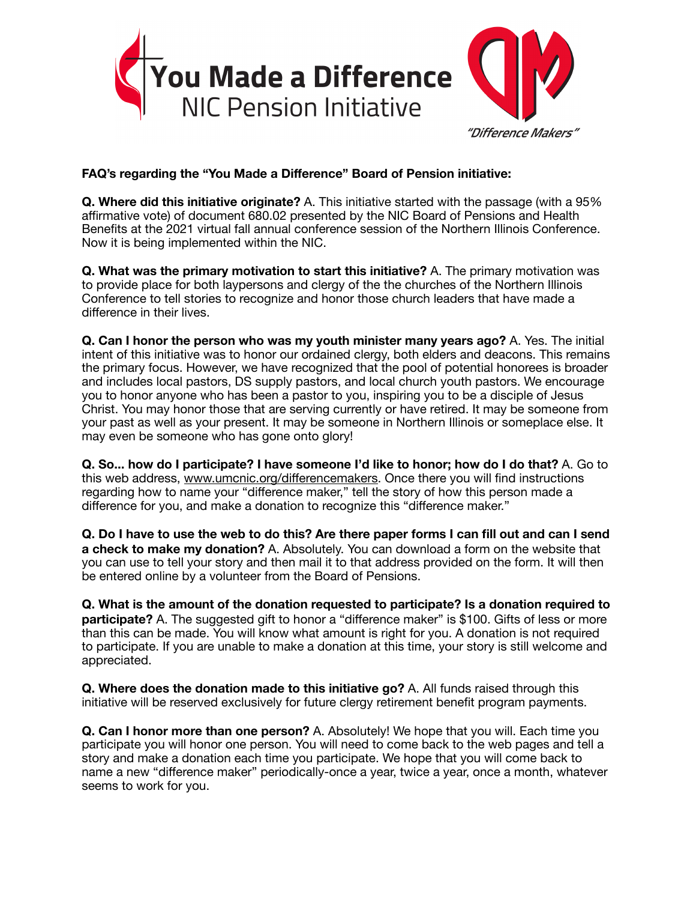# You Made a Difference

NIC Pension Initiative

"Difference Makers"

**FAQ's regarding the "You Made a Difference" Board of Pension initiative:**

**Q. Where did this initiative originate?** A. This initiative started with the passage (with a 95% affirmative vote) of document 680.02 presented by the NIC Board of Pensions and Health Benefits at the 2021 virtual fall annual conference session of the Northern Illinois Conference. Now it is being implemented within the NIC.

**Q. What was the primary motivation to start this initiative?** A. The primary motivation was to provide place for both laypersons and clergy of the the churches of the Northern Illinois Conference to tell stories to recognize and honor those church leaders that have made a difference in their lives.

**Q. Can I honor the person who was my youth minister many years ago?** A. Yes. The initial intent of this initiative was to honor our ordained clergy, both elders and deacons. This remains the primary focus. However, we have recognized that the pool of potential honorees is broader and includes local pastors, DS supply pastors, and local church youth pastors. We encourage you to honor anyone who has been a pastor to you, inspiring you to be a disciple of Jesus Christ. You may honor those that are serving currently or have retired. It may be someone from your past as well as your present. It may be someone in Northern Illinois or someplace else. It may even be someone who has gone onto glory!

**Q. So... how do I participate? I have someone I'd like to honor; how do I do that?** A. Go to this web address, www.umcnic.org/differencemakers. Once there you will find instructions regarding how to name your "difference maker," tell the story of how this person made a difference for you, and make a donation to recognize this "difference maker."

**Q. Do I have to use the web to do this? Are there paper forms I can fill out and can I send a check to make my donation?** A. Absolutely. You can download a form on the website that you can use to tell your story and then mail it to that address provided on the form. It will then be entered online by a volunteer from the Board of Pensions.

**Q. What is the amount of the donation requested to participate? Is a donation required to participate?** A. The suggested gift to honor a "difference maker" is $100. Gifts of less or more than this can be made. You will know what amount is right for you. A donation is not required to participate. If you are unable to make a donation at this time, your story is still welcome and appreciated.

**Q. Where does the donation made to this initiative go?** A. All funds raised through this initiative will be reserved exclusively for future clergy retirement benefit program payments.

**Q. Can I honor more than one person?** A. Absolutely! We hope that you will. Each time you participate you will honor one person. You will need to come back to the web pages and tell a story and make a donation each time you participate. We hope that you will come back to name a new "difference maker" periodically-once a year, twice a year, once a month, whatever seems to work for you.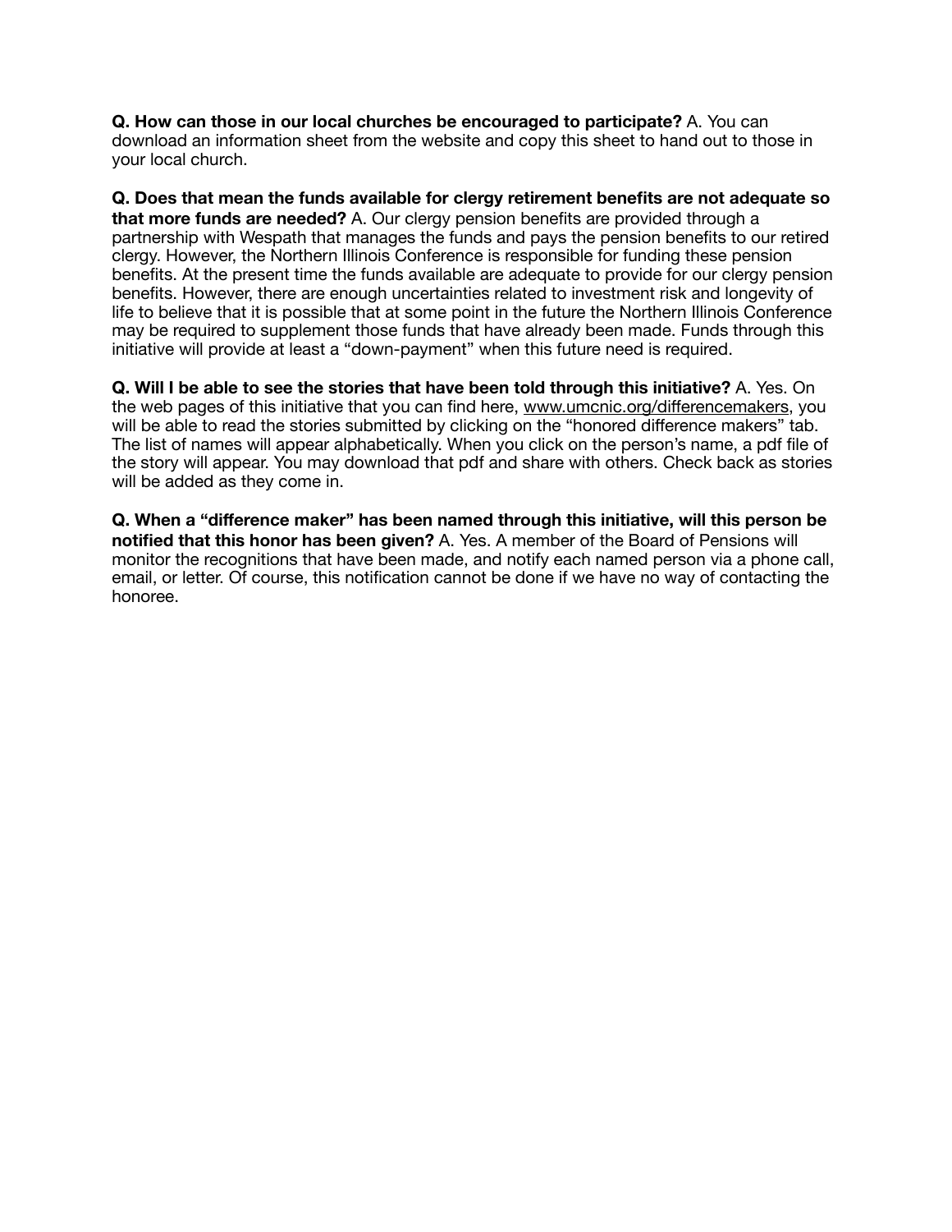**Q. How can those in our local churches be encouraged to participate?** A. You can download an information sheet from the website and copy this sheet to hand out to those in your local church.

**Q. Does that mean the funds available for clergy retirement benefits are not adequate so that more funds are needed?** A. Our clergy pension benefits are provided through a partnership with Wespath that manages the funds and pays the pension benefits to our retired clergy. However, the Northern Illinois Conference is responsible for funding these pension benefits. At the present time the funds available are adequate to provide for our clergy pension benefits. However, there are enough uncertainties related to investment risk and longevity of life to believe that it is possible that at some point in the future the Northern Illinois Conference may be required to supplement those funds that have already been made. Funds through this initiative will provide at least a "down-payment" when this future need is required.

**Q. Will I be able to see the stories that have been told through this initiative?** A. Yes. On the web pages of this initiative that you can find here, www.umcnic.org/differencemakers, you will be able to read the stories submitted by clicking on the "honored difference makers" tab. The list of names will appear alphabetically. When you click on the person's name, a pdf file of the story will appear. You may download that pdf and share with others. Check back as stories will be added as they come in.

**Q. When a "difference maker" has been named through this initiative, will this person be notified that this honor has been given?** A. Yes. A member of the Board of Pensions will monitor the recognitions that have been made, and notify each named person via a phone call, email, or letter. Of course, this notification cannot be done if we have no way of contacting the honoree.